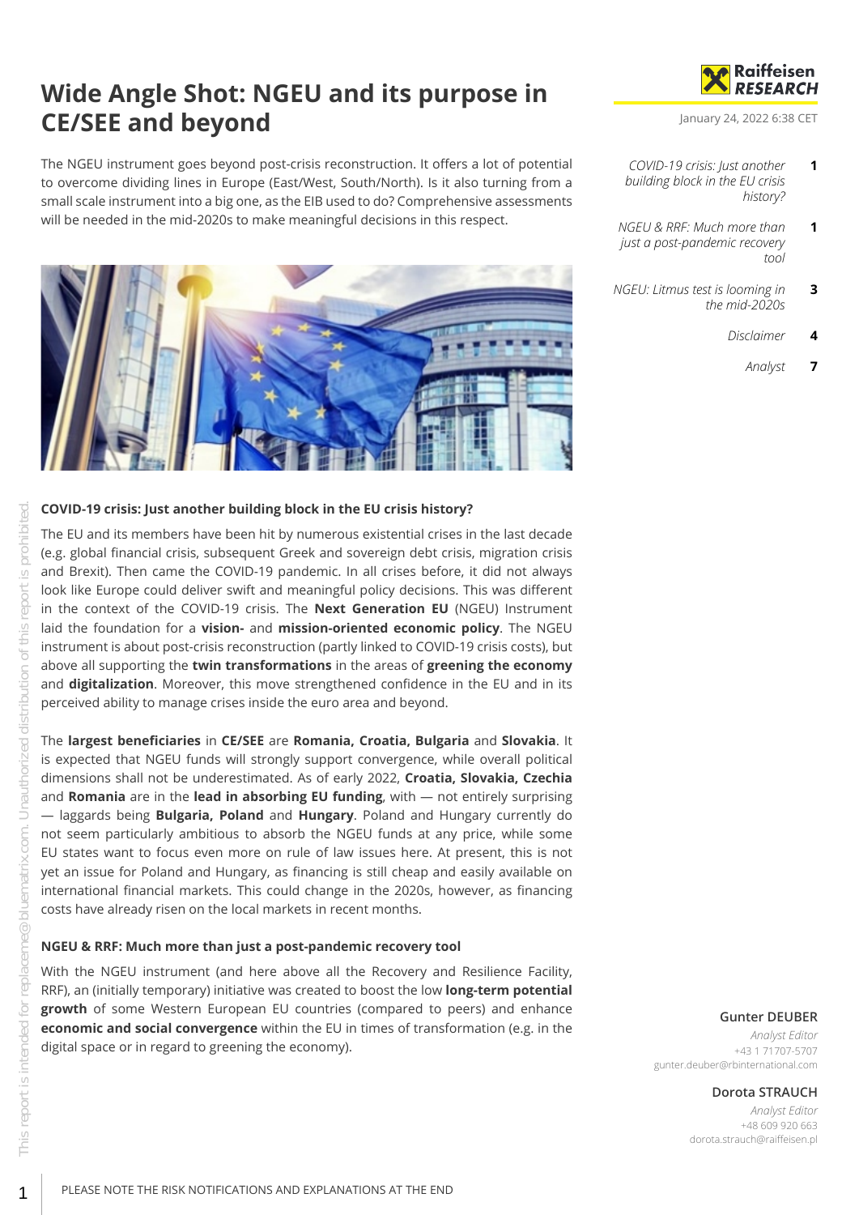# Wide Angle Shot: NGEU and its purpose in CE/SEE and beyond

January 24, 2022 6:38 CET

The NGEU instrument goes beyond post-crisis reconstruction. It offers a lot of potential to overcome dividing lines in Europe (East/West, South/North). Is it also turning from a small scale instrument into a big one, as the EIB used to do? Comprehensive assessments will be needed in the mid-2020s to make meaningful decisions in this respect.

| | |
|---|---|
| *COVID-19 crisis: Just another building block in the EU crisis history?* | **1** |
| *NGEU & RRF: Much more than just a post-pandemic recovery tool* | **1** |
| *NGEU: Litmus test is looming in the mid-2020s* | **3** |
| *Disclaimer* | **4** |
| *Analyst* | **7** |

### COVID-19 crisis: Just another building block in the EU crisis history?

The EU and its members have been hit by numerous existential crises in the last decade (e.g. global financial crisis, subsequent Greek and sovereign debt crisis, migration crisis and Brexit). Then came the COVID-19 pandemic. In all crises before, it did not always look like Europe could deliver swift and meaningful policy decisions. This was different in the context of the COVID-19 crisis. The **Next Generation EU** (NGEU) Instrument laid the foundation for a **vision-** and **mission-oriented economic policy**. The NGEU instrument is about post-crisis reconstruction (partly linked to COVID-19 crisis costs), but above all supporting the **twin transformations** in the areas of **greening the economy** and **digitalization**. Moreover, this move strengthened confidence in the EU and in its perceived ability to manage crises inside the euro area and beyond.

The **largest beneficiaries** in **CE/SEE** are **Romania, Croatia, Bulgaria** and **Slovakia**. It is expected that NGEU funds will strongly support convergence, while overall political dimensions shall not be underestimated. As of early 2022, **Croatia, Slovakia, Czechia** and **Romania** are in the **lead in absorbing EU funding**, with — not entirely surprising — laggards being **Bulgaria, Poland** and **Hungary**. Poland and Hungary currently do not seem particularly ambitious to absorb the NGEU funds at any price, while some EU states want to focus even more on rule of law issues here. At present, this is not yet an issue for Poland and Hungary, as financing is still cheap and easily available on international financial markets. This could change in the 2020s, however, as financing costs have already risen on the local markets in recent months.

### NGEU & RRF: Much more than just a post-pandemic recovery tool

With the NGEU instrument (and here above all the Recovery and Resilience Facility, RRF), an (initially temporary) initiative was created to boost the low **long-term potential growth** of some Western European EU countries (compared to peers) and enhance **economic and social convergence** within the EU in times of transformation (e.g. in the digital space or in regard to greening the economy).

**Gunter DEUBER**
*Analyst Editor*
+43 1 71707-5707
gunter.deuber@rbinternational.com

**Dorota STRAUCH**
*Analyst Editor*
+48 609 920 663
dorota.strauch@raiffeisen.pl

PLEASE NOTE THE RISK NOTIFICATIONS AND EXPLANATIONS AT THE END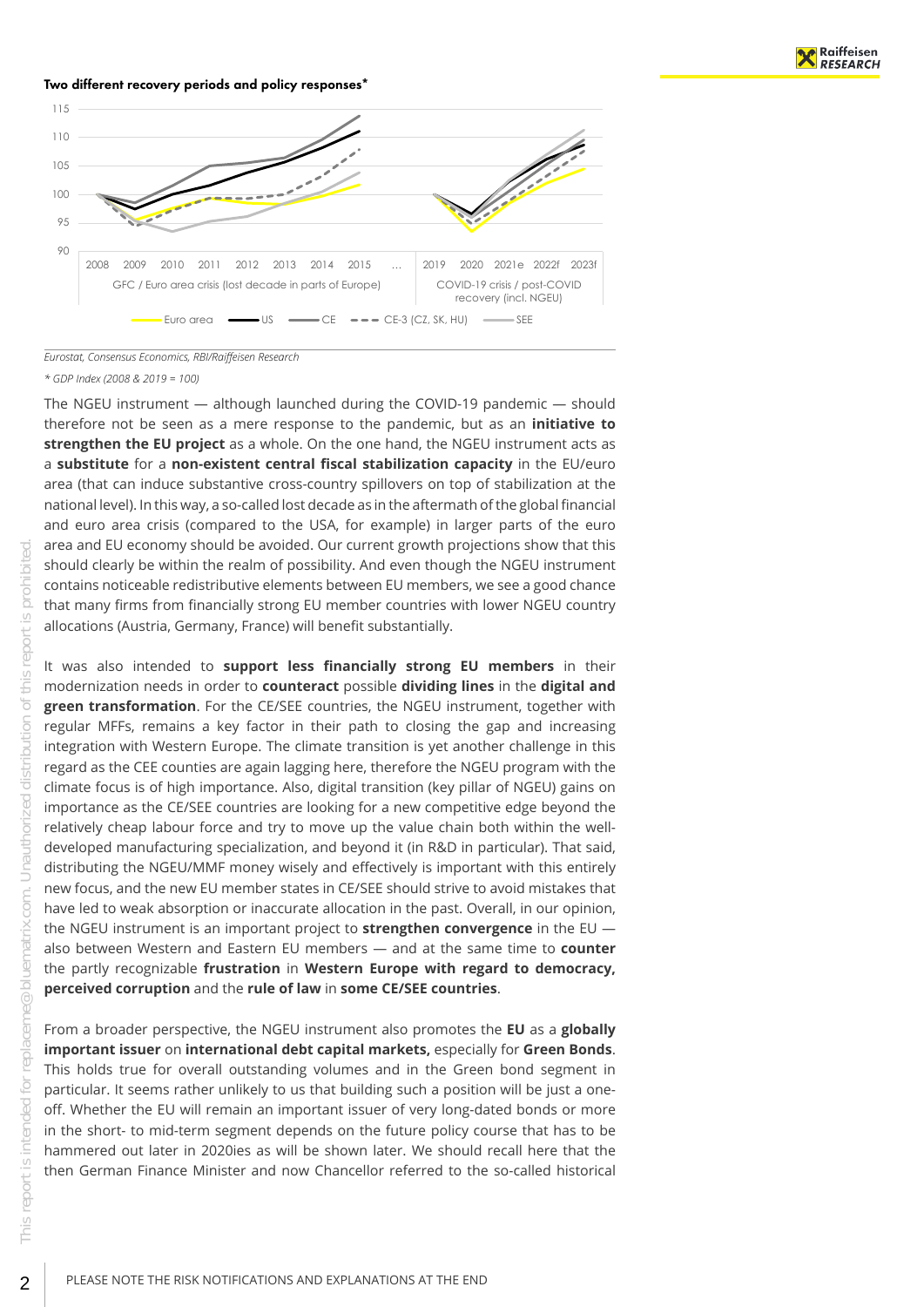**Two different recovery periods and policy responses***

115
110
105
100
95
90

2008 2009 2010 2011 2012 2013 2014 2015 … 2019 2020 2021e 2022f 2023f

GFC / Euro area crisis (lost decade in parts of Europe)

COVID-19 crisis / post-COVID recovery (incl. NGEU)

Euro area — US — CE — CE-3 (CZ, SK, HU) — SEE

*Eurostat, Consensus Economics, RBI/Raiffeisen Research*

*\* GDP Index (2008 & 2019 = 100)*

The NGEU instrument — although launched during the COVID-19 pandemic — should therefore not be seen as a mere response to the pandemic, but as an **initiative to strengthen the EU project** as a whole. On the one hand, the NGEU instrument acts as a **substitute** for a **non-existent central fiscal stabilization capacity** in the EU/euro area (that can induce substantive cross-country spillovers on top of stabilization at the national level). In this way, a so-called lost decade as in the aftermath of the global financial and euro area crisis (compared to the USA, for example) in larger parts of the euro area and EU economy should be avoided. Our current growth projections show that this should clearly be within the realm of possibility. And even though the NGEU instrument contains noticeable redistributive elements between EU members, we see a good chance that many firms from financially strong EU member countries with lower NGEU country allocations (Austria, Germany, France) will benefit substantially.

It was also intended to **support less financially strong EU members** in their modernization needs in order to **counteract** possible **dividing lines** in the **digital and green transformation**. For the CE/SEE countries, the NGEU instrument, together with regular MFFs, remains a key factor in their path to closing the gap and increasing integration with Western Europe. The climate transition is yet another challenge in this regard as the CEE counties are again lagging here, therefore the NGEU program with the climate focus is of high importance. Also, digital transition (key pillar of NGEU) gains on importance as the CE/SEE countries are looking for a new competitive edge beyond the relatively cheap labour force and try to move up the value chain both within the well-developed manufacturing specialization, and beyond it (in R&D in particular). That said, distributing the NGEU/MMF money wisely and effectively is important with this entirely new focus, and the new EU member states in CE/SEE should strive to avoid mistakes that have led to weak absorption or inaccurate allocation in the past. Overall, in our opinion, the NGEU instrument is an important project to **strengthen convergence** in the EU — also between Western and Eastern EU members — and at the same time to **counter** the partly recognizable **frustration** in **Western Europe with regard to democracy, perceived corruption** and the **rule of law** in **some CE/SEE countries**.

From a broader perspective, the NGEU instrument also promotes the **EU** as a **globally important issuer** on **international debt capital markets,** especially for **Green Bonds**. This holds true for overall outstanding volumes and in the Green bond segment in particular. It seems rather unlikely to us that building such a position will be just a one-off. Whether the EU will remain an important issuer of very long-dated bonds or more in the short- to mid-term segment depends on the future policy course that has to be hammered out later in 2020ies as will be shown later. We should recall here that the then German Finance Minister and now Chancellor referred to the so-called historical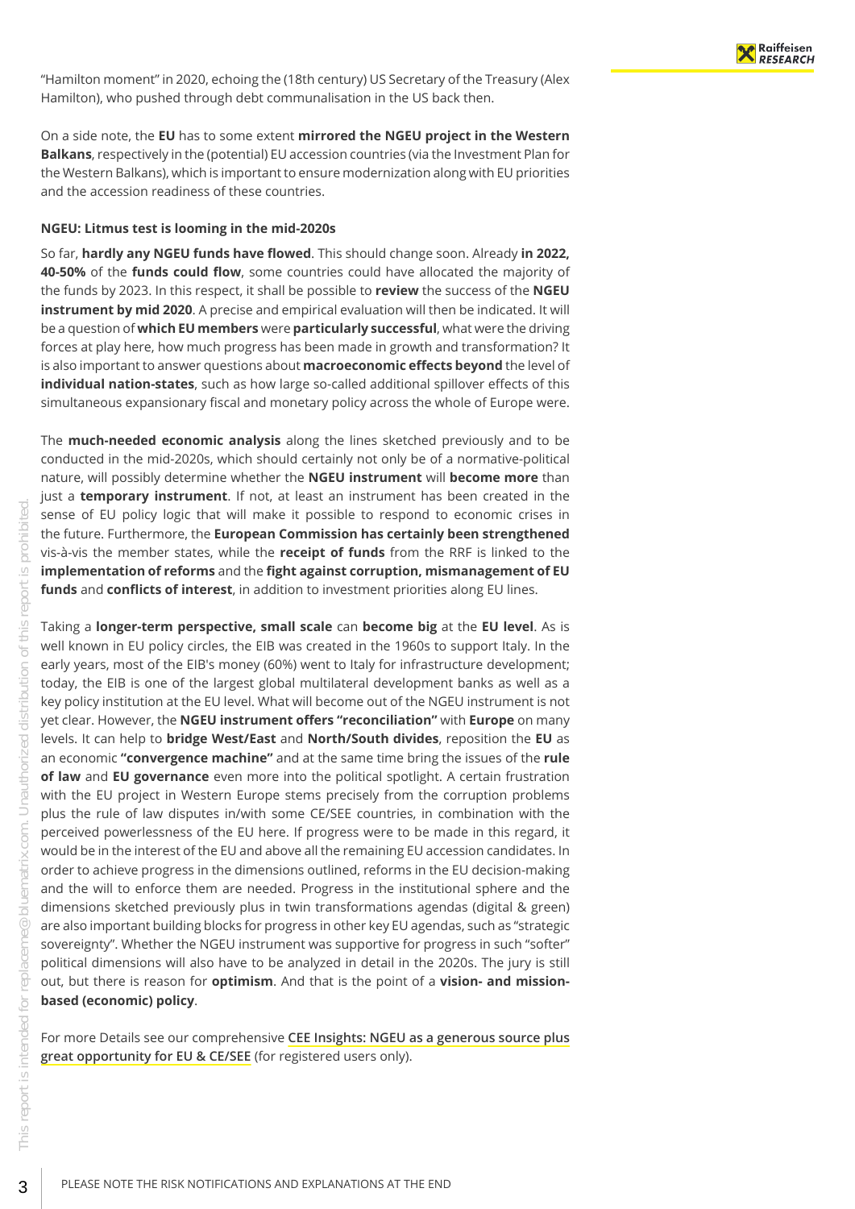"Hamilton moment" in 2020, echoing the (18th century) US Secretary of the Treasury (Alex Hamilton), who pushed through debt communalisation in the US back then.

On a side note, the **EU** has to some extent **mirrored the NGEU project in the Western Balkans**, respectively in the (potential) EU accession countries (via the Investment Plan for the Western Balkans), which is important to ensure modernization along with EU priorities and the accession readiness of these countries.

**NGEU: Litmus test is looming in the mid-2020s**

So far, **hardly any NGEU funds have flowed**. This should change soon. Already **in 2022, 40-50%** of the **funds could flow**, some countries could have allocated the majority of the funds by 2023. In this respect, it shall be possible to **review** the success of the **NGEU instrument by mid 2020**. A precise and empirical evaluation will then be indicated. It will be a question of **which EU members** were **particularly successful**, what were the driving forces at play here, how much progress has been made in growth and transformation? It is also important to answer questions about **macroeconomic effects beyond** the level of **individual nation-states**, such as how large so-called additional spillover effects of this simultaneous expansionary fiscal and monetary policy across the whole of Europe were.

The **much-needed economic analysis** along the lines sketched previously and to be conducted in the mid-2020s, which should certainly not only be of a normative-political nature, will possibly determine whether the **NGEU instrument** will **become more** than just a **temporary instrument**. If not, at least an instrument has been created in the sense of EU policy logic that will make it possible to respond to economic crises in the future. Furthermore, the **European Commission has certainly been strengthened** vis-à-vis the member states, while the **receipt of funds** from the RRF is linked to the **implementation of reforms** and the **fight against corruption, mismanagement of EU funds** and **conflicts of interest**, in addition to investment priorities along EU lines.

Taking a **longer-term perspective, small scale** can **become big** at the **EU level**. As is well known in EU policy circles, the EIB was created in the 1960s to support Italy. In the early years, most of the EIB's money (60%) went to Italy for infrastructure development; today, the EIB is one of the largest global multilateral development banks as well as a key policy institution at the EU level. What will become out of the NGEU instrument is not yet clear. However, the **NGEU instrument offers "reconciliation"** with **Europe** on many levels. It can help to **bridge West/East** and **North/South divides**, reposition the **EU** as an economic **"convergence machine"** and at the same time bring the issues of the **rule of law** and **EU governance** even more into the political spotlight. A certain frustration with the EU project in Western Europe stems precisely from the corruption problems plus the rule of law disputes in/with some CE/SEE countries, in combination with the perceived powerlessness of the EU here. If progress were to be made in this regard, it would be in the interest of the EU and above all the remaining EU accession candidates. In order to achieve progress in the dimensions outlined, reforms in the EU decision-making and the will to enforce them are needed. Progress in the institutional sphere and the dimensions sketched previously plus in twin transformations agendas (digital & green) are also important building blocks for progress in other key EU agendas, such as "strategic sovereignty". Whether the NGEU instrument was supportive for progress in such "softer" political dimensions will also have to be analyzed in detail in the 2020s. The jury is still out, but there is reason for **optimism**. And that is the point of a **vision- and mission-based (economic) policy**.

For more Details see our comprehensive **CEE Insights: NGEU as a generous source plus great opportunity for EU & CE/SEE** (for registered users only).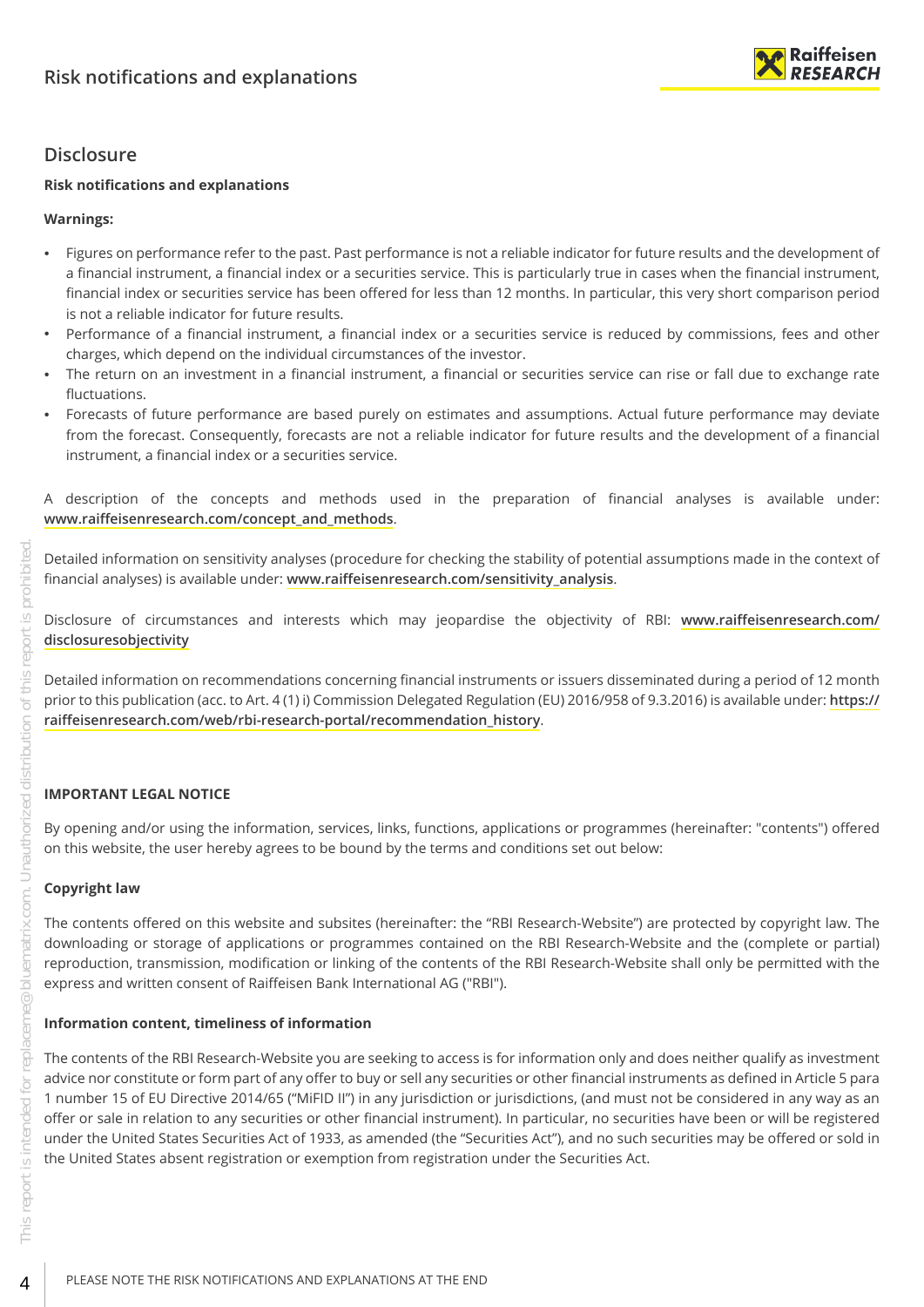## Disclosure

**Risk notifications and explanations**

**Warnings:**

- Figures on performance refer to the past. Past performance is not a reliable indicator for future results and the development of a financial instrument, a financial index or a securities service. This is particularly true in cases when the financial instrument, financial index or securities service has been offered for less than 12 months. In particular, this very short comparison period is not a reliable indicator for future results.
- Performance of a financial instrument, a financial index or a securities service is reduced by commissions, fees and other charges, which depend on the individual circumstances of the investor.
- The return on an investment in a financial instrument, a financial or securities service can rise or fall due to exchange rate fluctuations.
- Forecasts of future performance are based purely on estimates and assumptions. Actual future performance may deviate from the forecast. Consequently, forecasts are not a reliable indicator for future results and the development of a financial instrument, a financial index or a securities service.

A description of the concepts and methods used in the preparation of financial analyses is available under: **www.raiffeisenresearch.com/concept_and_methods**.

Detailed information on sensitivity analyses (procedure for checking the stability of potential assumptions made in the context of financial analyses) is available under: **www.raiffeisenresearch.com/sensitivity_analysis**.

Disclosure of circumstances and interests which may jeopardise the objectivity of RBI: **www.raiffeisenresearch.com/disclosuresobjectivity**

Detailed information on recommendations concerning financial instruments or issuers disseminated during a period of 12 month prior to this publication (acc. to Art. 4 (1) i) Commission Delegated Regulation (EU) 2016/958 of 9.3.2016) is available under: **https://raiffeisenresearch.com/web/rbi-research-portal/recommendation_history**.

**IMPORTANT LEGAL NOTICE**

By opening and/or using the information, services, links, functions, applications or programmes (hereinafter: "contents") offered on this website, the user hereby agrees to be bound by the terms and conditions set out below:

**Copyright law**

The contents offered on this website and subsites (hereinafter: the "RBI Research-Website") are protected by copyright law. The downloading or storage of applications or programmes contained on the RBI Research-Website and the (complete or partial) reproduction, transmission, modification or linking of the contents of the RBI Research-Website shall only be permitted with the express and written consent of Raiffeisen Bank International AG ("RBI").

**Information content, timeliness of information**

The contents of the RBI Research-Website you are seeking to access is for information only and does neither qualify as investment advice nor constitute or form part of any offer to buy or sell any securities or other financial instruments as defined in Article 5 para 1 number 15 of EU Directive 2014/65 ("MiFID II") in any jurisdiction or jurisdictions, (and must not be considered in any way as an offer or sale in relation to any securities or other financial instrument). In particular, no securities have been or will be registered under the United States Securities Act of 1933, as amended (the "Securities Act"), and no such securities may be offered or sold in the United States absent registration or exemption from registration under the Securities Act.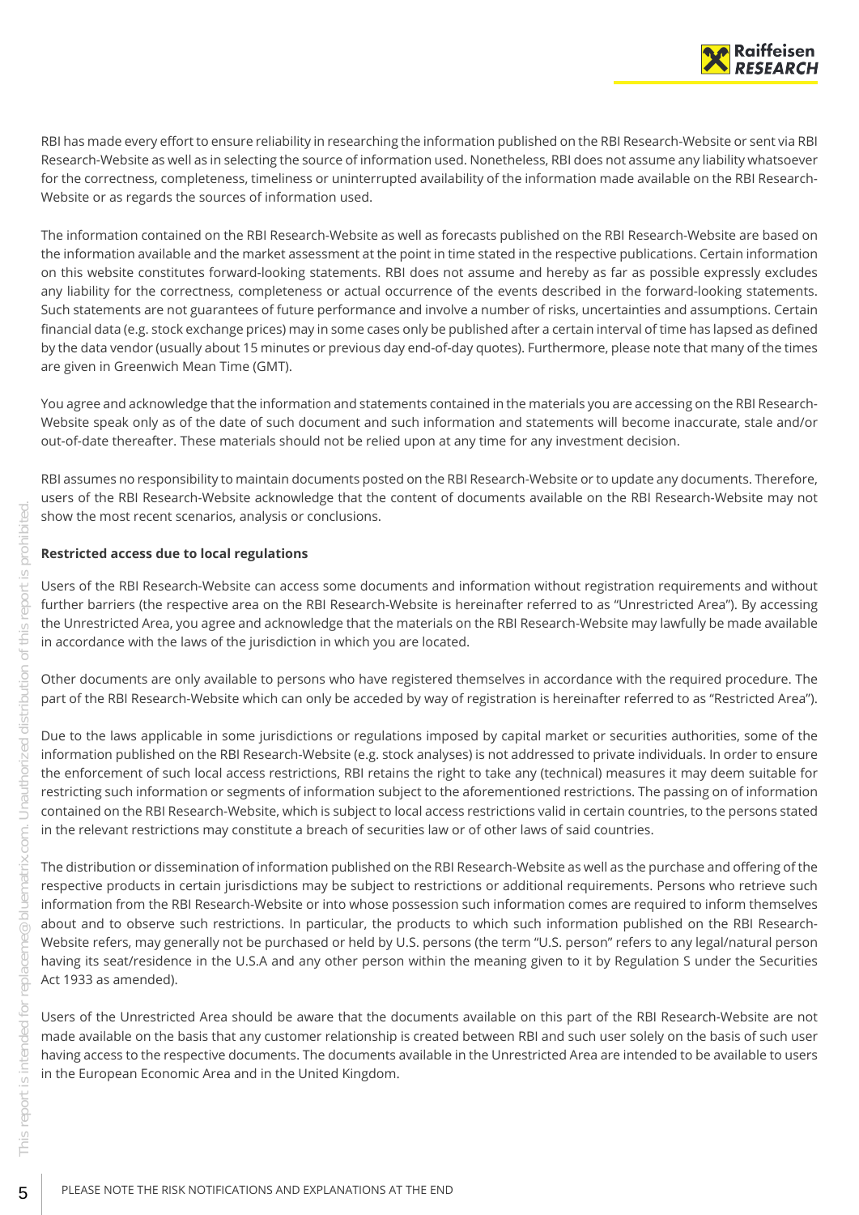RBI has made every effort to ensure reliability in researching the information published on the RBI Research-Website or sent via RBI Research-Website as well as in selecting the source of information used. Nonetheless, RBI does not assume any liability whatsoever for the correctness, completeness, timeliness or uninterrupted availability of the information made available on the RBI Research-Website or as regards the sources of information used.

The information contained on the RBI Research-Website as well as forecasts published on the RBI Research-Website are based on the information available and the market assessment at the point in time stated in the respective publications. Certain information on this website constitutes forward-looking statements. RBI does not assume and hereby as far as possible expressly excludes any liability for the correctness, completeness or actual occurrence of the events described in the forward-looking statements. Such statements are not guarantees of future performance and involve a number of risks, uncertainties and assumptions. Certain financial data (e.g. stock exchange prices) may in some cases only be published after a certain interval of time has lapsed as defined by the data vendor (usually about 15 minutes or previous day end-of-day quotes). Furthermore, please note that many of the times are given in Greenwich Mean Time (GMT).

You agree and acknowledge that the information and statements contained in the materials you are accessing on the RBI Research-Website speak only as of the date of such document and such information and statements will become inaccurate, stale and/or out-of-date thereafter. These materials should not be relied upon at any time for any investment decision.

RBI assumes no responsibility to maintain documents posted on the RBI Research-Website or to update any documents. Therefore, users of the RBI Research-Website acknowledge that the content of documents available on the RBI Research-Website may not show the most recent scenarios, analysis or conclusions.

**Restricted access due to local regulations**

Users of the RBI Research-Website can access some documents and information without registration requirements and without further barriers (the respective area on the RBI Research-Website is hereinafter referred to as "Unrestricted Area"). By accessing the Unrestricted Area, you agree and acknowledge that the materials on the RBI Research-Website may lawfully be made available in accordance with the laws of the jurisdiction in which you are located.

Other documents are only available to persons who have registered themselves in accordance with the required procedure. The part of the RBI Research-Website which can only be acceded by way of registration is hereinafter referred to as "Restricted Area").

Due to the laws applicable in some jurisdictions or regulations imposed by capital market or securities authorities, some of the information published on the RBI Research-Website (e.g. stock analyses) is not addressed to private individuals. In order to ensure the enforcement of such local access restrictions, RBI retains the right to take any (technical) measures it may deem suitable for restricting such information or segments of information subject to the aforementioned restrictions. The passing on of information contained on the RBI Research-Website, which is subject to local access restrictions valid in certain countries, to the persons stated in the relevant restrictions may constitute a breach of securities law or of other laws of said countries.

The distribution or dissemination of information published on the RBI Research-Website as well as the purchase and offering of the respective products in certain jurisdictions may be subject to restrictions or additional requirements. Persons who retrieve such information from the RBI Research-Website or into whose possession such information comes are required to inform themselves about and to observe such restrictions. In particular, the products to which such information published on the RBI Research-Website refers, may generally not be purchased or held by U.S. persons (the term "U.S. person" refers to any legal/natural person having its seat/residence in the U.S.A and any other person within the meaning given to it by Regulation S under the Securities Act 1933 as amended).

Users of the Unrestricted Area should be aware that the documents available on this part of the RBI Research-Website are not made available on the basis that any customer relationship is created between RBI and such user solely on the basis of such user having access to the respective documents. The documents available in the Unrestricted Area are intended to be available to users in the European Economic Area and in the United Kingdom.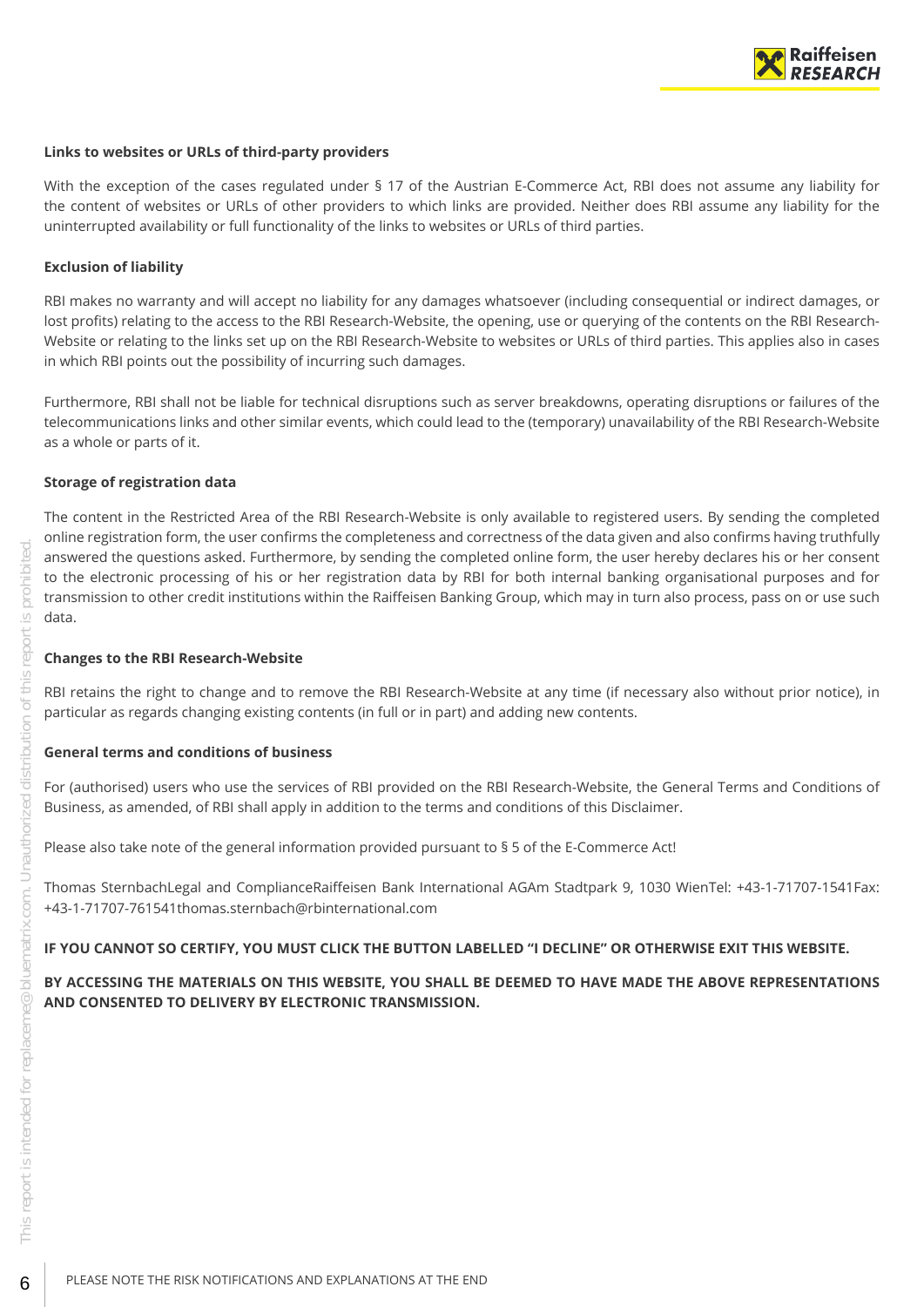**Links to websites or URLs of third-party providers**

With the exception of the cases regulated under § 17 of the Austrian E-Commerce Act, RBI does not assume any liability for the content of websites or URLs of other providers to which links are provided. Neither does RBI assume any liability for the uninterrupted availability or full functionality of the links to websites or URLs of third parties.

**Exclusion of liability**

RBI makes no warranty and will accept no liability for any damages whatsoever (including consequential or indirect damages, or lost profits) relating to the access to the RBI Research-Website, the opening, use or querying of the contents on the RBI Research-Website or relating to the links set up on the RBI Research-Website to websites or URLs of third parties. This applies also in cases in which RBI points out the possibility of incurring such damages.

Furthermore, RBI shall not be liable for technical disruptions such as server breakdowns, operating disruptions or failures of the telecommunications links and other similar events, which could lead to the (temporary) unavailability of the RBI Research-Website as a whole or parts of it.

**Storage of registration data**

The content in the Restricted Area of the RBI Research-Website is only available to registered users. By sending the completed online registration form, the user confirms the completeness and correctness of the data given and also confirms having truthfully answered the questions asked. Furthermore, by sending the completed online form, the user hereby declares his or her consent to the electronic processing of his or her registration data by RBI for both internal banking organisational purposes and for transmission to other credit institutions within the Raiffeisen Banking Group, which may in turn also process, pass on or use such data.

**Changes to the RBI Research-Website**

RBI retains the right to change and to remove the RBI Research-Website at any time (if necessary also without prior notice), in particular as regards changing existing contents (in full or in part) and adding new contents.

**General terms and conditions of business**

For (authorised) users who use the services of RBI provided on the RBI Research-Website, the General Terms and Conditions of Business, as amended, of RBI shall apply in addition to the terms and conditions of this Disclaimer.

Please also take note of the general information provided pursuant to § 5 of the E-Commerce Act!

Thomas SternbachLegal and ComplianceRaiffeisen Bank International AGAm Stadtpark 9, 1030 WienTel: +43-1-71707-1541Fax: +43-1-71707-761541thomas.sternbach@rbinternational.com

**IF YOU CANNOT SO CERTIFY, YOU MUST CLICK THE BUTTON LABELLED "I DECLINE" OR OTHERWISE EXIT THIS WEBSITE.**

**BY ACCESSING THE MATERIALS ON THIS WEBSITE, YOU SHALL BE DEEMED TO HAVE MADE THE ABOVE REPRESENTATIONS AND CONSENTED TO DELIVERY BY ELECTRONIC TRANSMISSION.**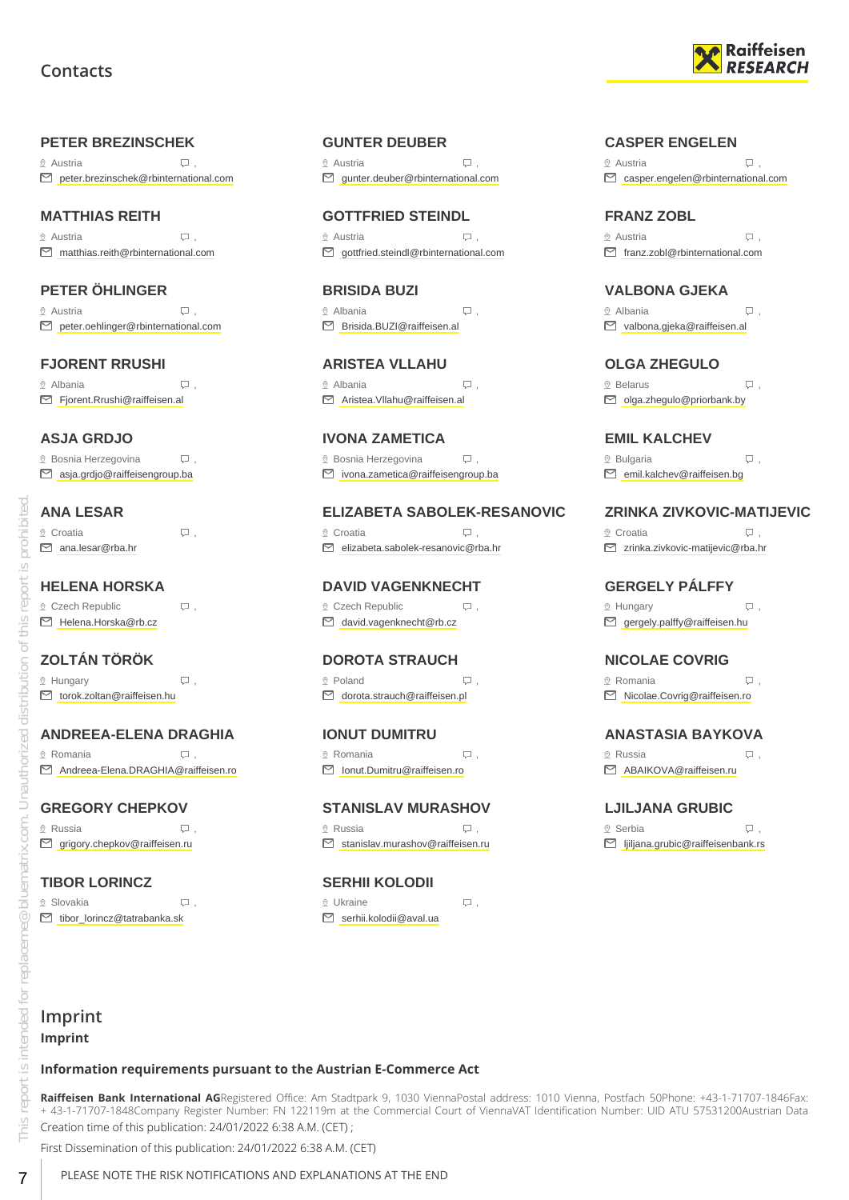# Contacts

**PETER BREZINSCHEK**
Austria ,
peter.brezinschek@rbinternational.com

**GUNTER DEUBER**
Austria ,
gunter.deuber@rbinternational.com

**CASPER ENGELEN**
Austria ,
casper.engelen@rbinternational.com

**MATTHIAS REITH**
Austria ,
matthias.reith@rbinternational.com

**GOTTFRIED STEINDL**
Austria ,
gottfried.steindl@rbinternational.com

**FRANZ ZOBL**
Austria ,
franz.zobl@rbinternational.com

**PETER ÖHLINGER**
Austria ,
peter.oehlinger@rbinternational.com

**BRISIDA BUZI**
Albania ,
Brisida.BUZI@raiffeisen.al

**VALBONA GJEKA**
Albania ,
valbona.gjeka@raiffeisen.al

**FJORENT RRUSHI**
Albania ,
Fjorent.Rrushi@raiffeisen.al

**ARISTEA VLLAHU**
Albania ,
Aristea.Vllahu@raiffeisen.al

**OLGA ZHEGULO**
Belarus ,
olga.zhegulo@priorbank.by

**ASJA GRDJO**
Bosnia Herzegovina ,
asja.grdjo@raiffeisengroup.ba

**IVONA ZAMETICA**
Bosnia Herzegovina ,
ivona.zametica@raiffeisengroup.ba

**EMIL KALCHEV**
Bulgaria ,
emil.kalchev@raiffeisen.bg

**ANA LESAR**
Croatia ,
ana.lesar@rba.hr

**ELIZABETA SABOLEK-RESANOVIC**
Croatia ,
elizabeta.sabolek-resanovic@rba.hr

**ZRINKA ZIVKOVIC-MATIJEVIC**
Croatia ,
zrinka.zivkovic-matijevic@rba.hr

**HELENA HORSKA**
Czech Republic ,
Helena.Horska@rb.cz

**DAVID VAGENKNECHT**
Czech Republic ,
david.vagenknecht@rb.cz

**GERGELY PÁLFFY**
Hungary ,
gergely.palffy@raiffeisen.hu

**ZOLTÁN TÖRÖK**
Hungary ,
torok.zoltan@raiffeisen.hu

**DOROTA STRAUCH**
Poland ,
dorota.strauch@raiffeisen.pl

**NICOLAE COVRIG**
Romania ,
Nicolae.Covrig@raiffeisen.ro

**ANDREEA-ELENA DRAGHIA**
Romania ,
Andreea-Elena.DRAGHIA@raiffeisen.ro

**IONUT DUMITRU**
Romania ,
Ionut.Dumitru@raiffeisen.ro

**ANASTASIA BAYKOVA**
Russia ,
ABAIKOVA@raiffeisen.ru

**GREGORY CHEPKOV**
Russia ,
grigory.chepkov@raiffeisen.ru

**STANISLAV MURASHOV**
Russia ,
stanislav.murashov@raiffeisen.ru

**LJILJANA GRUBIC**
Serbia ,
ljiljana.grubic@raiffeisenbank.rs

**TIBOR LORINCZ**
Slovakia ,
tibor_lorincz@tatrabanka.sk

**SERHII KOLODII**
Ukraine ,
serhii.kolodii@aval.ua

# Imprint

**Imprint**

**Information requirements pursuant to the Austrian E-Commerce Act**

**Raiffeisen Bank International AG**Registered Office: Am Stadtpark 9, 1030 ViennaPostal address: 1010 Vienna, Postfach 50Phone: +43-1-71707-1846Fax: + 43-1-71707-1848Company Register Number: FN 122119m at the Commercial Court of ViennaVAT Identification Number: UID ATU 57531200Austrian Data Creation time of this publication: 24/01/2022 6:38 A.M. (CET) ;

First Dissemination of this publication: 24/01/2022 6:38 A.M. (CET)

PLEASE NOTE THE RISK NOTIFICATIONS AND EXPLANATIONS AT THE END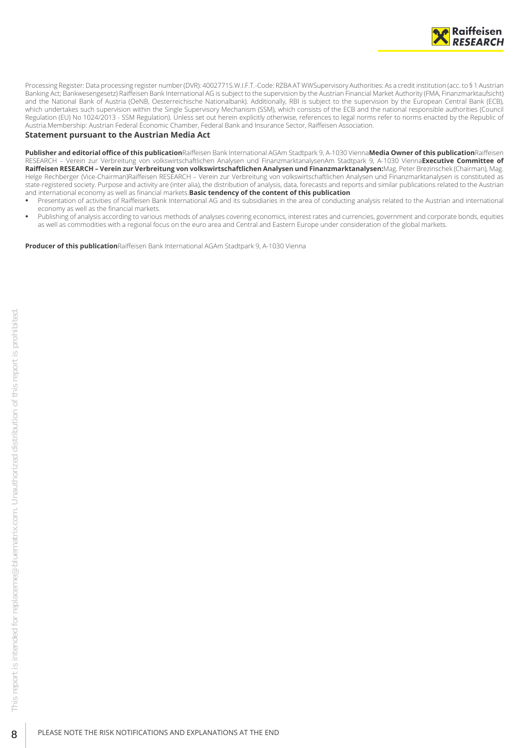Processing Register: Data processing register number (DVR): 4002771S.W.I.F.T.-Code: RZBA AT WWSupervisory Authorities: As a credit institution (acc. to § 1 Austrian Banking Act; Bankwesengesetz) Raiffeisen Bank International AG is subject to the supervision by the Austrian Financial Market Authority (FMA, Finanzmarktaufsicht) and the National Bank of Austria (OeNB, Oesterreichische Nationalbank). Additionally, RBI is subject to the supervision by the European Central Bank (ECB), which undertakes such supervision within the Single Supervisory Mechanism (SSM), which consists of the ECB and the national responsible authorities (Council Regulation (EU) No 1024/2013 - SSM Regulation). Unless set out herein explicitly otherwise, references to legal norms refer to norms enacted by the Republic of Austria.Membership: Austrian Federal Economic Chamber, Federal Bank and Insurance Sector, Raiffeisen Association.

### Statement pursuant to the Austrian Media Act

**Publisher and editorial office of this publication**Raiffeisen Bank International AGAm Stadtpark 9, A-1030 Vienna**Media Owner of this publication**Raiffeisen RESEARCH – Verein zur Verbreitung von volkswirtschaftlichen Analysen und FinanzmarktanalysenAm Stadtpark 9, A-1030 Vienna**Executive Committee of Raiffeisen RESEARCH – Verein zur Verbreitung von volkswirtschaftlichen Analysen und Finanzmarktanalysen:**Mag. Peter Brezinschek (Chairman), Mag. Helge Rechberger (Vice-Chairman)Raiffeisen RESEARCH – Verein zur Verbreitung von volkswirtschaftlichen Analysen und Finanzmarktanalysen is constituted as state-registered society. Purpose and activity are (inter alia), the distribution of analysis, data, forecasts and reports and similar publications related to the Austrian and international economy as well as financial markets.**Basic tendency of the content of this publication**

- Presentation of activities of Raiffeisen Bank International AG and its subsidiaries in the area of conducting analysis related to the Austrian and international economy as well as the financial markets.
- Publishing of analysis according to various methods of analyses covering economics, interest rates and currencies, government and corporate bonds, equities as well as commodities with a regional focus on the euro area and Central and Eastern Europe under consideration of the global markets.

**Producer of this publication**Raiffeisen Bank International AGAm Stadtpark 9, A-1030 Vienna